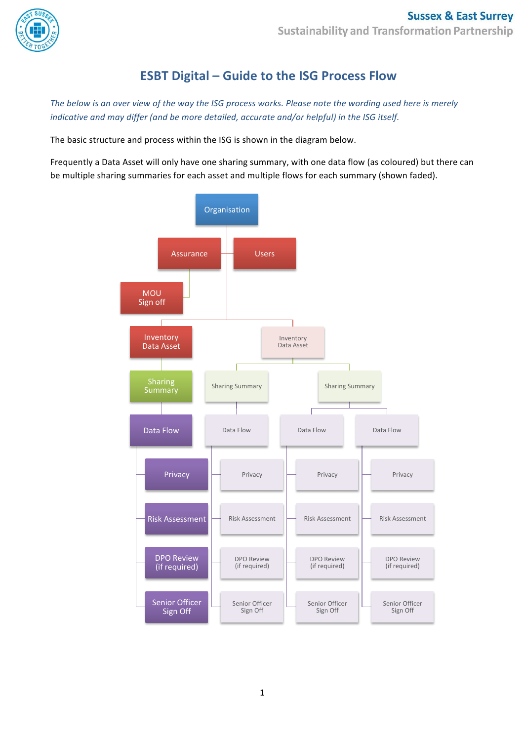# ESBT Digital – Guide to the ISG Process Flow

*The below is an over view of the way the ISG process works. Please note the wording used here is merely indicative and may differ (and be more detailed, accurate and/or helpful) in the ISG itself.*

The basic structure and process within the ISG is shown in the diagram below.

Frequently a Data Asset will only have one sharing summary, with one data flow (as coloured) but there can be multiple sharing summaries for each asset and multiple flows for each summary (shown faded).

Organisation

Assurance

Users

MOU
Sign off

Inventory
Data Asset

Inventory
Data Asset

Sharing
Summary

Sharing Summary

Sharing Summary

Data Flow

Data Flow

Data Flow

Data Flow

Privacy

Privacy

Privacy

Privacy

Risk Assessment

Risk Assessment

Risk Assessment

Risk Assessment

DPO Review
(if required)

DPO Review
(if required)

DPO Review
(if required)

DPO Review
(if required)

Senior Officer
Sign Off

Senior Officer
Sign Off

Senior Officer
Sign Off

Senior Officer
Sign Off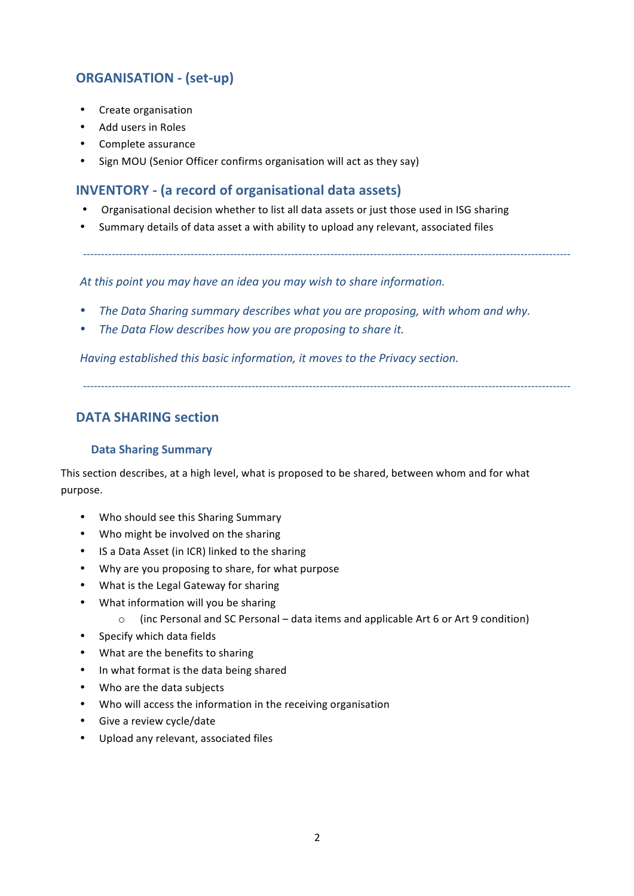## ORGANISATION - (set-up)

- Create organisation
- Add users in Roles
- Complete assurance
- Sign MOU (Senior Officer confirms organisation will act as they say)

## INVENTORY - (a record of organisational data assets)

- Organisational decision whether to list all data assets or just those used in ISG sharing
- Summary details of data asset a with ability to upload any relevant, associated files

---

*At this point you may have an idea you may wish to share information.*

- *The Data Sharing summary describes what you are proposing, with whom and why.*
- *The Data Flow describes how you are proposing to share it.*

*Having established this basic information, it moves to the Privacy section.*

---

## DATA SHARING section

### Data Sharing Summary

This section describes, at a high level, what is proposed to be shared, between whom and for what purpose.

- Who should see this Sharing Summary
- Who might be involved on the sharing
- IS a Data Asset (in ICR) linked to the sharing
- Why are you proposing to share, for what purpose
- What is the Legal Gateway for sharing
- What information will you be sharing
    - (inc Personal and SC Personal – data items and applicable Art 6 or Art 9 condition)
- Specify which data fields
- What are the benefits to sharing
- In what format is the data being shared
- Who are the data subjects
- Who will access the information in the receiving organisation
- Give a review cycle/date
- Upload any relevant, associated files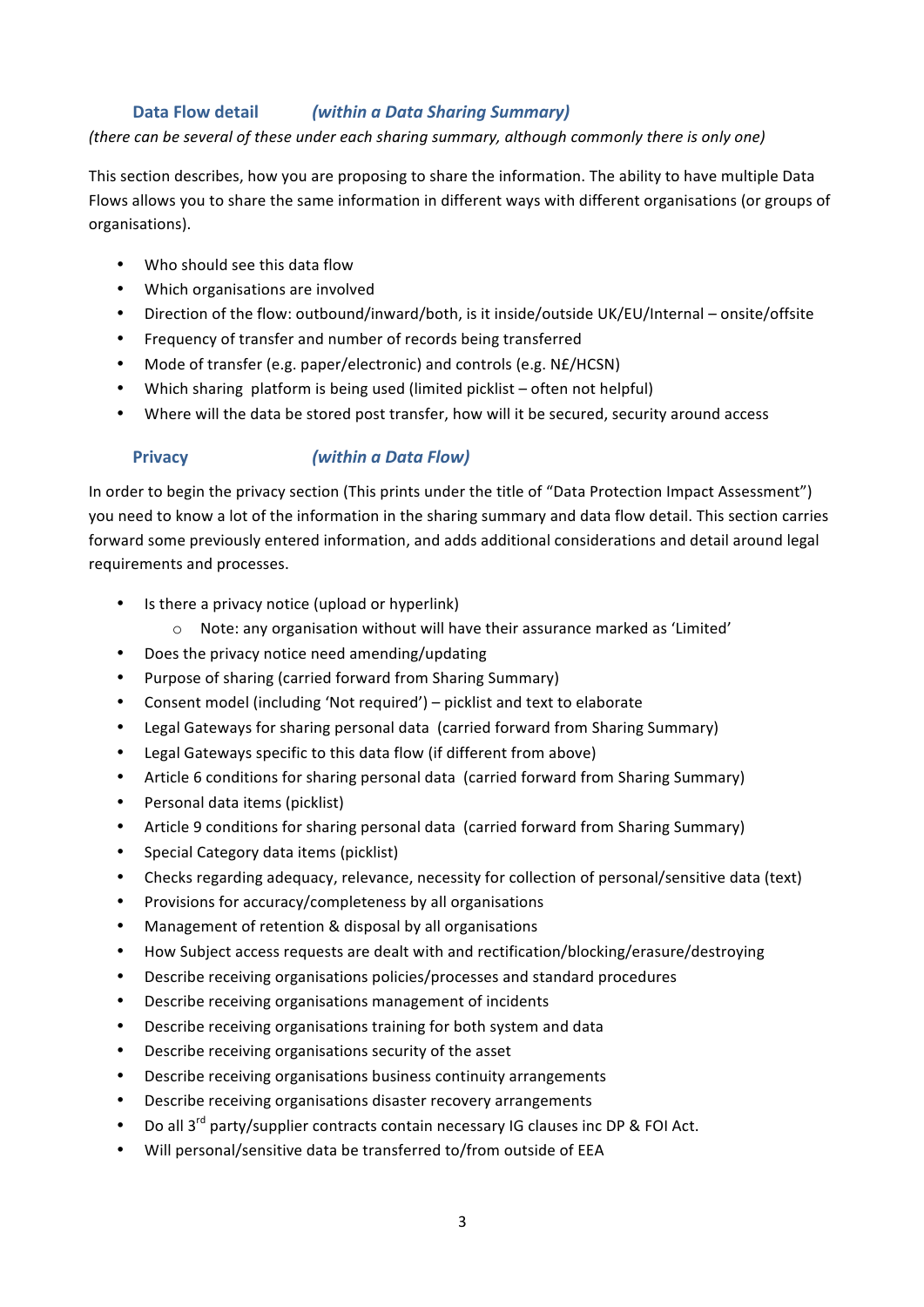### Data Flow detail *(within a Data Sharing Summary)*

*(there can be several of these under each sharing summary, although commonly there is only one)*

This section describes, how you are proposing to share the information. The ability to have multiple Data Flows allows you to share the same information in different ways with different organisations (or groups of organisations).

- Who should see this data flow
- Which organisations are involved
- Direction of the flow: outbound/inward/both, is it inside/outside UK/EU/Internal – onsite/offsite
- Frequency of transfer and number of records being transferred
- Mode of transfer (e.g. paper/electronic) and controls (e.g. N£/HCSN)
- Which sharing platform is being used (limited picklist – often not helpful)
- Where will the data be stored post transfer, how will it be secured, security around access

### Privacy *(within a Data Flow)*

In order to begin the privacy section (This prints under the title of "Data Protection Impact Assessment") you need to know a lot of the information in the sharing summary and data flow detail. This section carries forward some previously entered information, and adds additional considerations and detail around legal requirements and processes.

- Is there a privacy notice (upload or hyperlink)
    - Note: any organisation without will have their assurance marked as 'Limited'
- Does the privacy notice need amending/updating
- Purpose of sharing (carried forward from Sharing Summary)
- Consent model (including 'Not required') – picklist and text to elaborate
- Legal Gateways for sharing personal data (carried forward from Sharing Summary)
- Legal Gateways specific to this data flow (if different from above)
- Article 6 conditions for sharing personal data (carried forward from Sharing Summary)
- Personal data items (picklist)
- Article 9 conditions for sharing personal data (carried forward from Sharing Summary)
- Special Category data items (picklist)
- Checks regarding adequacy, relevance, necessity for collection of personal/sensitive data (text)
- Provisions for accuracy/completeness by all organisations
- Management of retention & disposal by all organisations
- How Subject access requests are dealt with and rectification/blocking/erasure/destroying
- Describe receiving organisations policies/processes and standard procedures
- Describe receiving organisations management of incidents
- Describe receiving organisations training for both system and data
- Describe receiving organisations security of the asset
- Describe receiving organisations business continuity arrangements
- Describe receiving organisations disaster recovery arrangements
- Do all 3rd party/supplier contracts contain necessary IG clauses inc DP & FOI Act.
- Will personal/sensitive data be transferred to/from outside of EEA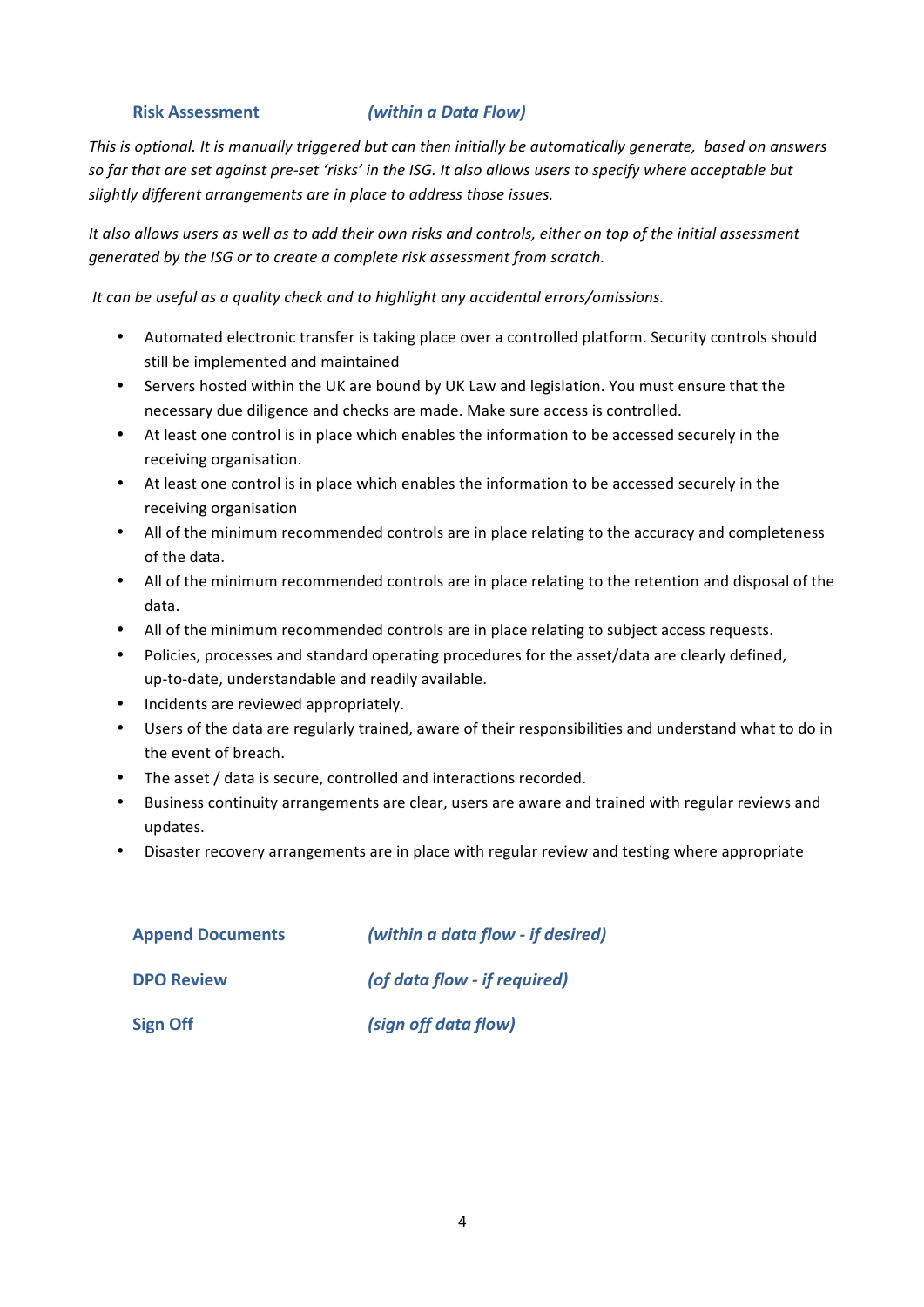**Risk Assessment** *(within a Data Flow)*

*This is optional. It is manually triggered but can then initially be automatically generate, based on answers so far that are set against pre-set 'risks' in the ISG. It also allows users to specify where acceptable but slightly different arrangements are in place to address those issues.*

*It also allows users as well as to add their own risks and controls, either on top of the initial assessment generated by the ISG or to create a complete risk assessment from scratch.*

*It can be useful as a quality check and to highlight any accidental errors/omissions.*

- Automated electronic transfer is taking place over a controlled platform. Security controls should still be implemented and maintained
- Servers hosted within the UK are bound by UK Law and legislation. You must ensure that the necessary due diligence and checks are made. Make sure access is controlled.
- At least one control is in place which enables the information to be accessed securely in the receiving organisation.
- At least one control is in place which enables the information to be accessed securely in the receiving organisation
- All of the minimum recommended controls are in place relating to the accuracy and completeness of the data.
- All of the minimum recommended controls are in place relating to the retention and disposal of the data.
- All of the minimum recommended controls are in place relating to subject access requests.
- Policies, processes and standard operating procedures for the asset/data are clearly defined, up-to-date, understandable and readily available.
- Incidents are reviewed appropriately.
- Users of the data are regularly trained, aware of their responsibilities and understand what to do in the event of breach.
- The asset / data is secure, controlled and interactions recorded.
- Business continuity arrangements are clear, users are aware and trained with regular reviews and updates.
- Disaster recovery arrangements are in place with regular review and testing where appropriate

**Append Documents** *(within a data flow - if desired)*

**DPO Review** *(of data flow - if required)*

**Sign Off** *(sign off data flow)*